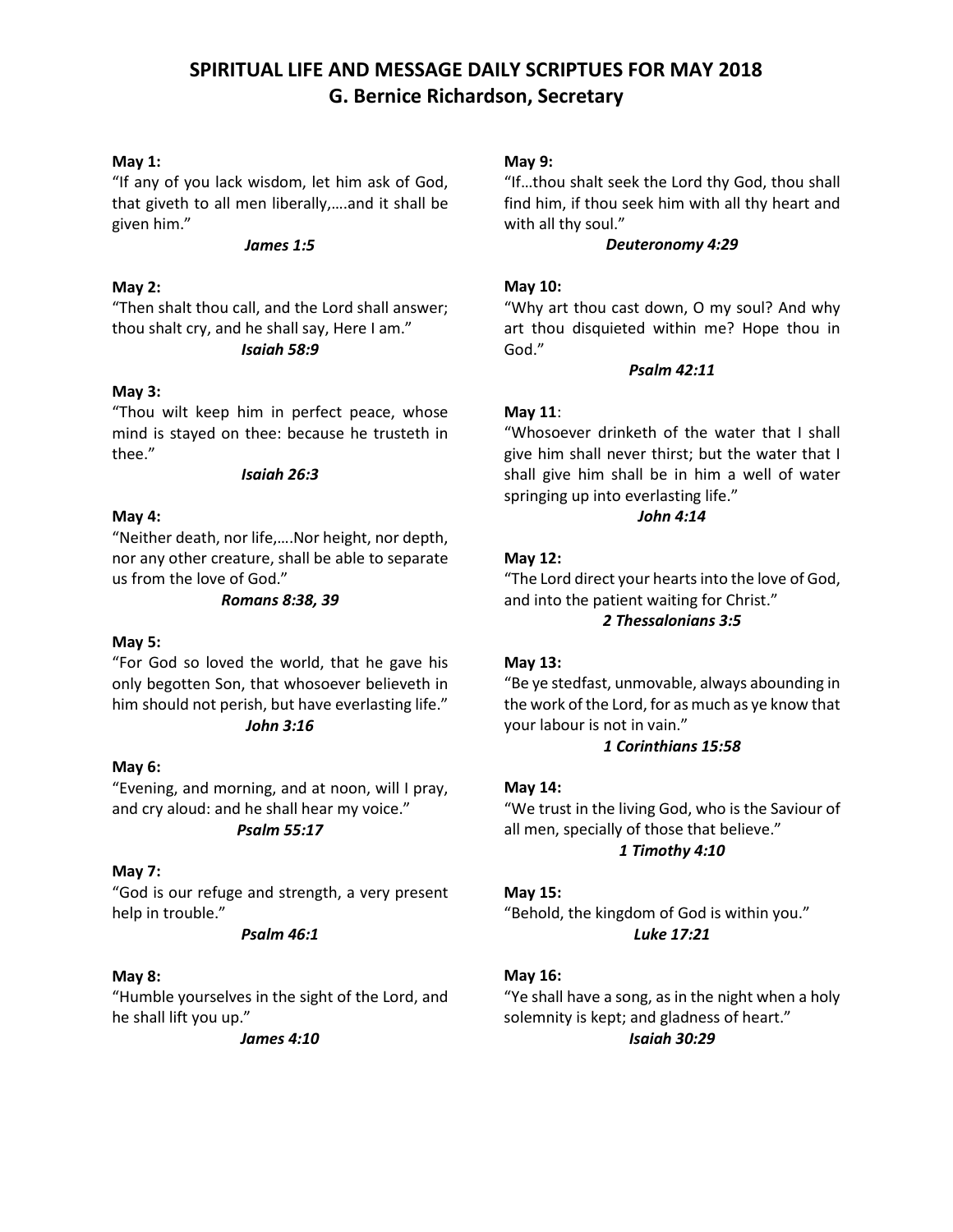# SPIRITUAL LIFE AND MESSAGE DAILY SCRIPTUES FOR MAY 2018
## G. Bernice Richardson, Secretary

**May 1:**
"If any of you lack wisdom, let him ask of God, that giveth to all men liberally,….and it shall be given him."

***James 1:5***

**May 2:**
"Then shalt thou call, and the Lord shall answer; thou shalt cry, and he shall say, Here I am."

***Isaiah 58:9***

**May 3:**
"Thou wilt keep him in perfect peace, whose mind is stayed on thee: because he trusteth in thee."

***Isaiah 26:3***

**May 4:**
"Neither death, nor life,….Nor height, nor depth, nor any other creature, shall be able to separate us from the love of God."

***Romans 8:38, 39***

**May 5:**
"For God so loved the world, that he gave his only begotten Son, that whosoever believeth in him should not perish, but have everlasting life."

***John 3:16***

**May 6:**
"Evening, and morning, and at noon, will I pray, and cry aloud: and he shall hear my voice."

***Psalm 55:17***

**May 7:**
"God is our refuge and strength, a very present help in trouble."

***Psalm 46:1***

**May 8:**
"Humble yourselves in the sight of the Lord, and he shall lift you up."

***James 4:10***

**May 9:**
"If…thou shalt seek the Lord thy God, thou shall find him, if thou seek him with all thy heart and with all thy soul."

***Deuteronomy 4:29***

**May 10:**
"Why art thou cast down, O my soul? And why art thou disquieted within me? Hope thou in God."

***Psalm 42:11***

**May 11**:
"Whosoever drinketh of the water that I shall give him shall never thirst; but the water that I shall give him shall be in him a well of water springing up into everlasting life."

***John 4:14***

**May 12:**
"The Lord direct your hearts into the love of God, and into the patient waiting for Christ."

***2 Thessalonians 3:5***

**May 13:**
"Be ye stedfast, unmovable, always abounding in the work of the Lord, for as much as ye know that your labour is not in vain."

***1 Corinthians 15:58***

**May 14:**
"We trust in the living God, who is the Saviour of all men, specially of those that believe."

***1 Timothy 4:10***

**May 15:**
"Behold, the kingdom of God is within you."

***Luke 17:21***

**May 16:**
"Ye shall have a song, as in the night when a holy solemnity is kept; and gladness of heart."

***Isaiah 30:29***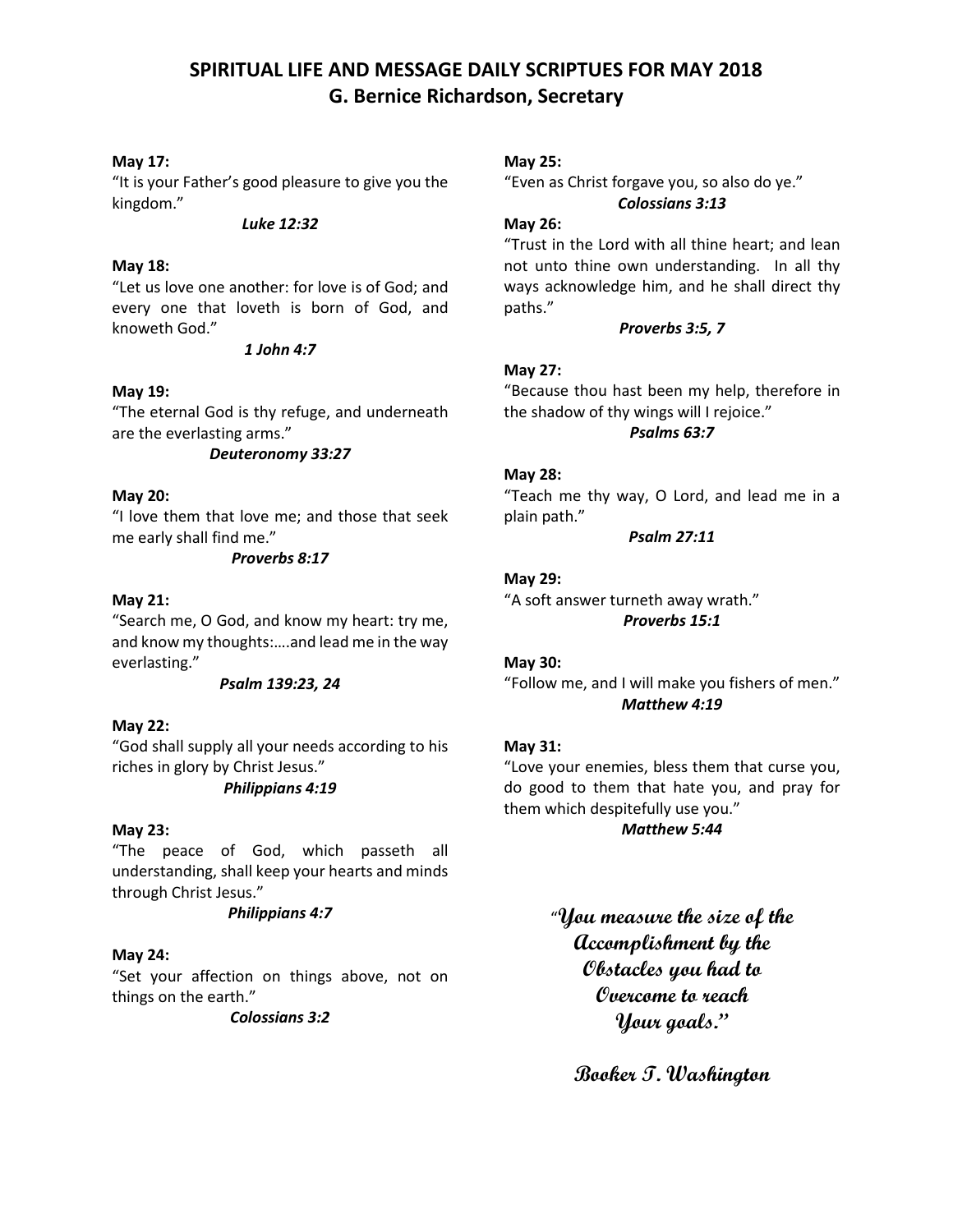# SPIRITUAL LIFE AND MESSAGE DAILY SCRIPTUES FOR MAY 2018
## G. Bernice Richardson, Secretary

**May 17:**
"It is your Father's good pleasure to give you the kingdom."

***Luke 12:32***

**May 18:**
"Let us love one another: for love is of God; and every one that loveth is born of God, and knoweth God."

***1 John 4:7***

**May 19:**
"The eternal God is thy refuge, and underneath are the everlasting arms."

***Deuteronomy 33:27***

**May 20:**
"I love them that love me; and those that seek me early shall find me."

***Proverbs 8:17***

**May 21:**
"Search me, O God, and know my heart: try me, and know my thoughts:….and lead me in the way everlasting."

***Psalm 139:23, 24***

**May 22:**
"God shall supply all your needs according to his riches in glory by Christ Jesus."

***Philippians 4:19***

**May 23:**
"The peace of God, which passeth all understanding, shall keep your hearts and minds through Christ Jesus."

***Philippians 4:7***

**May 24:**
"Set your affection on things above, not on things on the earth."

***Colossians 3:2***

**May 25:**
"Even as Christ forgave you, so also do ye."

***Colossians 3:13***

**May 26:**
"Trust in the Lord with all thine heart; and lean not unto thine own understanding. In all thy ways acknowledge him, and he shall direct thy paths."

***Proverbs 3:5, 7***

**May 27:**
"Because thou hast been my help, therefore in the shadow of thy wings will I rejoice."

***Psalms 63:7***

**May 28:**
"Teach me thy way, O Lord, and lead me in a plain path."

***Psalm 27:11***

**May 29:**
"A soft answer turneth away wrath."

***Proverbs 15:1***

**May 30:**
"Follow me, and I will make you fishers of men."

***Matthew 4:19***

**May 31:**
"Love your enemies, bless them that curse you, do good to them that hate you, and pray for them which despitefully use you."

***Matthew 5:44***

**"You measure the size of the Accomplishment by the Obstacles you had to Overcome to reach Your goals."**

**Booker T. Washington**